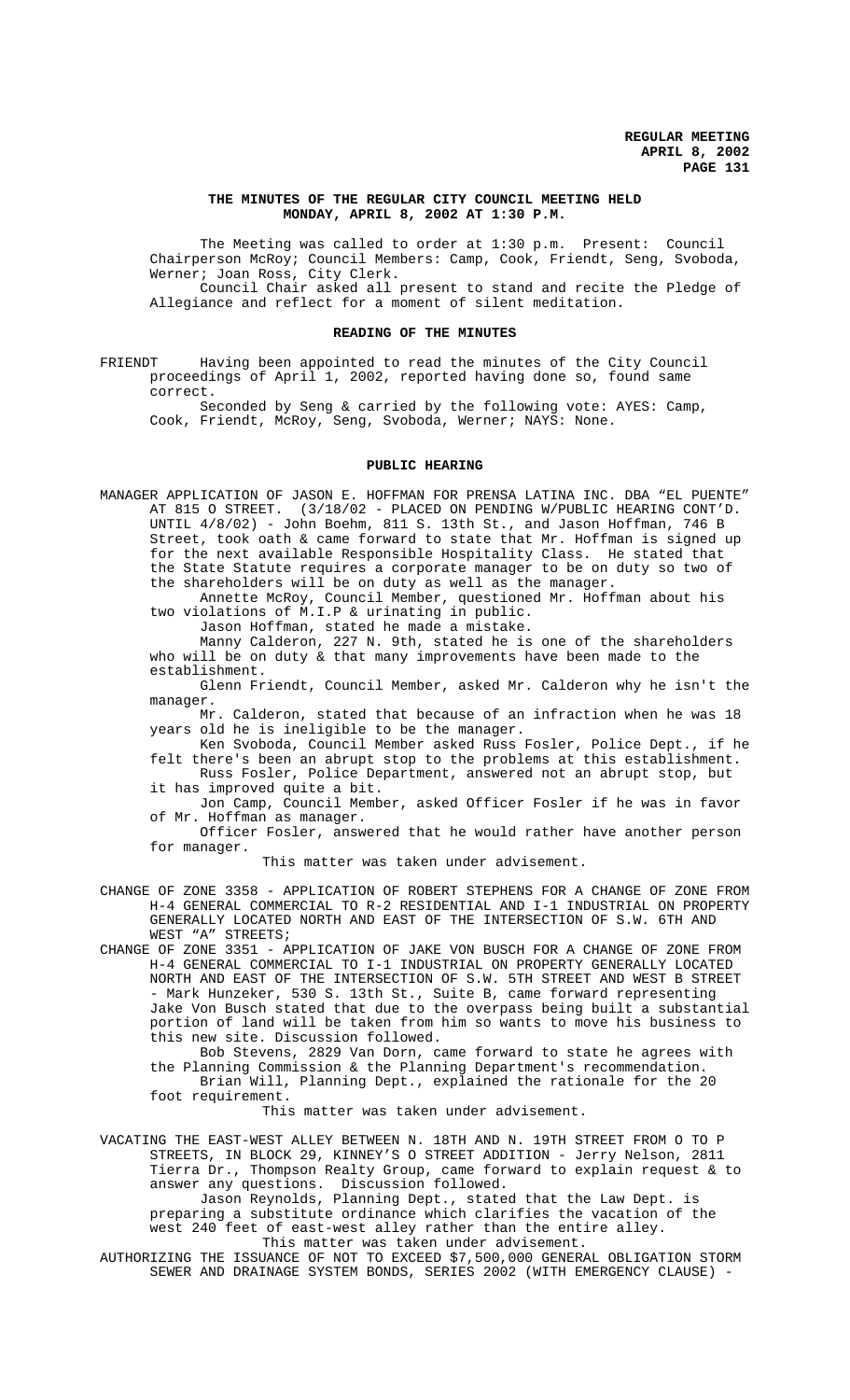**REGULAR MEETING**
**APRIL 8, 2002**
**PAGE 131**

## THE MINUTES OF THE REGULAR CITY COUNCIL MEETING HELD MONDAY, APRIL 8, 2002 AT 1:30 P.M.

The Meeting was called to order at 1:30 p.m. Present: Council Chairperson McRoy; Council Members: Camp, Cook, Friendt, Seng, Svoboda, Werner; Joan Ross, City Clerk.

Council Chair asked all present to stand and recite the Pledge of Allegiance and reflect for a moment of silent meditation.

## READING OF THE MINUTES

FRIENDT Having been appointed to read the minutes of the City Council proceedings of April 1, 2002, reported having done so, found same correct.

Seconded by Seng & carried by the following vote: AYES: Camp, Cook, Friendt, McRoy, Seng, Svoboda, Werner; NAYS: None.

## PUBLIC HEARING

MANAGER APPLICATION OF JASON E. HOFFMAN FOR PRENSA LATINA INC. DBA "EL PUENTE" AT 815 O STREET. (3/18/02 - PLACED ON PENDING W/PUBLIC HEARING CONT'D. UNTIL 4/8/02) - John Boehm, 811 S. 13th St., and Jason Hoffman, 746 B Street, took oath & came forward to state that Mr. Hoffman is signed up for the next available Responsible Hospitality Class. He stated that the State Statute requires a corporate manager to be on duty so two of the shareholders will be on duty as well as the manager.

Annette McRoy, Council Member, questioned Mr. Hoffman about his two violations of M.I.P & urinating in public.

Jason Hoffman, stated he made a mistake.

Manny Calderon, 227 N. 9th, stated he is one of the shareholders who will be on duty & that many improvements have been made to the establishment.

Glenn Friendt, Council Member, asked Mr. Calderon why he isn't the manager.

Mr. Calderon, stated that because of an infraction when he was 18 years old he is ineligible to be the manager.

Ken Svoboda, Council Member asked Russ Fosler, Police Dept., if he felt there's been an abrupt stop to the problems at this establishment.

Russ Fosler, Police Department, answered not an abrupt stop, but it has improved quite a bit.

Jon Camp, Council Member, asked Officer Fosler if he was in favor of Mr. Hoffman as manager.

Officer Fosler, answered that he would rather have another person for manager.

This matter was taken under advisement.

CHANGE OF ZONE 3358 - APPLICATION OF ROBERT STEPHENS FOR A CHANGE OF ZONE FROM H-4 GENERAL COMMERCIAL TO R-2 RESIDENTIAL AND I-1 INDUSTRIAL ON PROPERTY GENERALLY LOCATED NORTH AND EAST OF THE INTERSECTION OF S.W. 6TH AND WEST "A" STREETS;

CHANGE OF ZONE 3351 - APPLICATION OF JAKE VON BUSCH FOR A CHANGE OF ZONE FROM H-4 GENERAL COMMERCIAL TO I-1 INDUSTRIAL ON PROPERTY GENERALLY LOCATED NORTH AND EAST OF THE INTERSECTION OF S.W. 5TH STREET AND WEST B STREET - Mark Hunzeker, 530 S. 13th St., Suite B, came forward representing Jake Von Busch stated that due to the overpass being built a substantial portion of land will be taken from him so wants to move his business to this new site. Discussion followed.

Bob Stevens, 2829 Van Dorn, came forward to state he agrees with the Planning Commission & the Planning Department's recommendation.

Brian Will, Planning Dept., explained the rationale for the 20 foot requirement.

This matter was taken under advisement.

VACATING THE EAST-WEST ALLEY BETWEEN N. 18TH AND N. 19TH STREET FROM O TO P STREETS, IN BLOCK 29, KINNEY'S O STREET ADDITION - Jerry Nelson, 2811 Tierra Dr., Thompson Realty Group, came forward to explain request & to answer any questions. Discussion followed.

Jason Reynolds, Planning Dept., stated that the Law Dept. is preparing a substitute ordinance which clarifies the vacation of the west 240 feet of east-west alley rather than the entire alley.

This matter was taken under advisement.

AUTHORIZING THE ISSUANCE OF NOT TO EXCEED $7,500,000 GENERAL OBLIGATION STORM SEWER AND DRAINAGE SYSTEM BONDS, SERIES 2002 (WITH EMERGENCY CLAUSE) -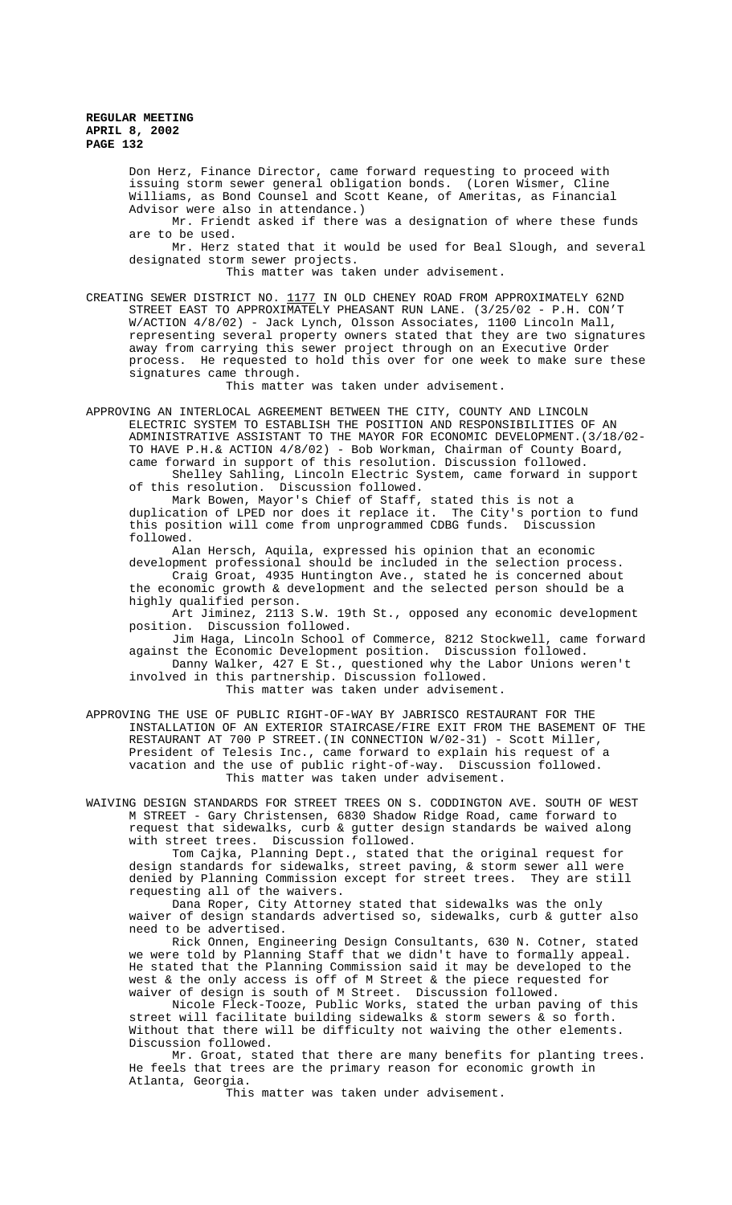Don Herz, Finance Director, came forward requesting to proceed with issuing storm sewer general obligation bonds. (Loren Wismer, Cline Williams, as Bond Counsel and Scott Keane, of Ameritas, as Financial Advisor were also in attendance.)

Mr. Friendt asked if there was a designation of where these funds are to be used.

Mr. Herz stated that it would be used for Beal Slough, and several designated storm sewer projects.

This matter was taken under advisement.

CREATING SEWER DISTRICT NO. 1177 IN OLD CHENEY ROAD FROM APPROXIMATELY 62ND STREET EAST TO APPROXIMATELY PHEASANT RUN LANE. (3/25/02 - P.H. CON'T W/ACTION 4/8/02) - Jack Lynch, Olsson Associates, 1100 Lincoln Mall, representing several property owners stated that they are two signatures away from carrying this sewer project through on an Executive Order process. He requested to hold this over for one week to make sure these signatures came through.

This matter was taken under advisement.

APPROVING AN INTERLOCAL AGREEMENT BETWEEN THE CITY, COUNTY AND LINCOLN ELECTRIC SYSTEM TO ESTABLISH THE POSITION AND RESPONSIBILITIES OF AN ADMINISTRATIVE ASSISTANT TO THE MAYOR FOR ECONOMIC DEVELOPMENT.(3/18/02- TO HAVE P.H.& ACTION 4/8/02) - Bob Workman, Chairman of County Board, came forward in support of this resolution. Discussion followed.

Shelley Sahling, Lincoln Electric System, came forward in support of this resolution. Discussion followed.

Mark Bowen, Mayor's Chief of Staff, stated this is not a duplication of LPED nor does it replace it. The City's portion to fund this position will come from unprogrammed CDBG funds. Discussion followed.

Alan Hersch, Aquila, expressed his opinion that an economic development professional should be included in the selection process.

Craig Groat, 4935 Huntington Ave., stated he is concerned about the economic growth & development and the selected person should be a highly qualified person.

Art Jiminez, 2113 S.W. 19th St., opposed any economic development position. Discussion followed.

Jim Haga, Lincoln School of Commerce, 8212 Stockwell, came forward against the Economic Development position. Discussion followed.

Danny Walker, 427 E St., questioned why the Labor Unions weren't involved in this partnership. Discussion followed.

This matter was taken under advisement.

APPROVING THE USE OF PUBLIC RIGHT-OF-WAY BY JABRISCO RESTAURANT FOR THE INSTALLATION OF AN EXTERIOR STAIRCASE/FIRE EXIT FROM THE BASEMENT OF THE RESTAURANT AT 700 P STREET.(IN CONNECTION W/02-31) - Scott Miller, President of Telesis Inc., came forward to explain his request of a vacation and the use of public right-of-way. Discussion followed.

This matter was taken under advisement.

WAIVING DESIGN STANDARDS FOR STREET TREES ON S. CODDINGTON AVE. SOUTH OF WEST M STREET - Gary Christensen, 6830 Shadow Ridge Road, came forward to request that sidewalks, curb & gutter design standards be waived along with street trees. Discussion followed.

Tom Cajka, Planning Dept., stated that the original request for design standards for sidewalks, street paving, & storm sewer all were denied by Planning Commission except for street trees. They are still requesting all of the waivers.

Dana Roper, City Attorney stated that sidewalks was the only waiver of design standards advertised so, sidewalks, curb & gutter also need to be advertised.

Rick Onnen, Engineering Design Consultants, 630 N. Cotner, stated we were told by Planning Staff that we didn't have to formally appeal. He stated that the Planning Commission said it may be developed to the west & the only access is off of M Street & the piece requested for waiver of design is south of M Street. Discussion followed.

Nicole Fleck-Tooze, Public Works, stated the urban paving of this street will facilitate building sidewalks & storm sewers & so forth. Without that there will be difficulty not waiving the other elements. Discussion followed.

Mr. Groat, stated that there are many benefits for planting trees. He feels that trees are the primary reason for economic growth in Atlanta, Georgia.

This matter was taken under advisement.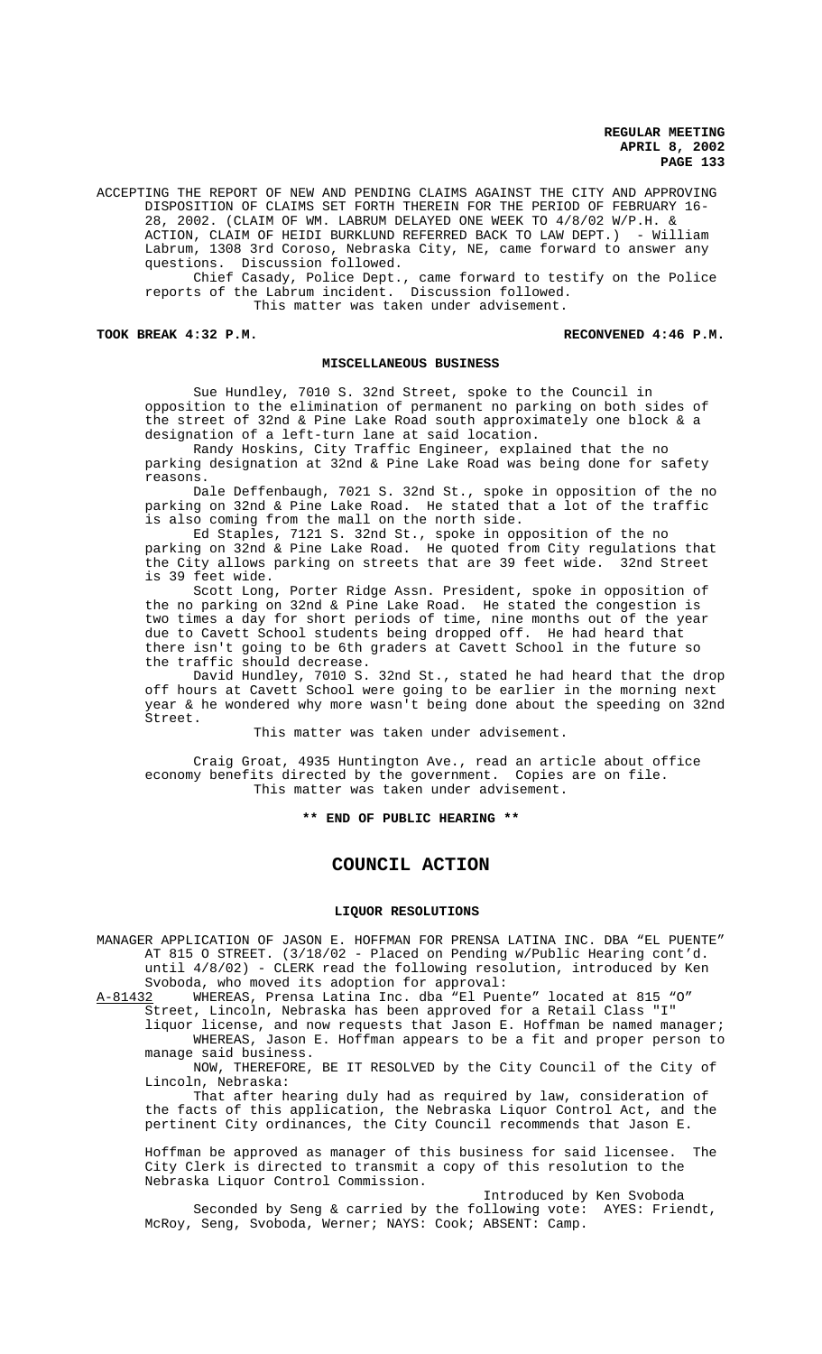ACCEPTING THE REPORT OF NEW AND PENDING CLAIMS AGAINST THE CITY AND APPROVING DISPOSITION OF CLAIMS SET FORTH THEREIN FOR THE PERIOD OF FEBRUARY 16-28, 2002. (CLAIM OF WM. LABRUM DELAYED ONE WEEK TO 4/8/02 W/P.H. & ACTION, CLAIM OF HEIDI BURKLUND REFERRED BACK TO LAW DEPT.) - William Labrum, 1308 3rd Coroso, Nebraska City, NE, came forward to answer any questions. Discussion followed.

Chief Casady, Police Dept., came forward to testify on the Police reports of the Labrum incident. Discussion followed.

This matter was taken under advisement.

**TOOK BREAK 4:32 P.M.** **RECONVENED 4:46 P.M.**

## MISCELLANEOUS BUSINESS

Sue Hundley, 7010 S. 32nd Street, spoke to the Council in opposition to the elimination of permanent no parking on both sides of the street of 32nd & Pine Lake Road south approximately one block & a designation of a left-turn lane at said location.

Randy Hoskins, City Traffic Engineer, explained that the no parking designation at 32nd & Pine Lake Road was being done for safety reasons.

Dale Deffenbaugh, 7021 S. 32nd St., spoke in opposition of the no parking on 32nd & Pine Lake Road. He stated that a lot of the traffic is also coming from the mall on the north side.

Ed Staples, 7121 S. 32nd St., spoke in opposition of the no parking on 32nd & Pine Lake Road. He quoted from City regulations that the City allows parking on streets that are 39 feet wide. 32nd Street is 39 feet wide.

Scott Long, Porter Ridge Assn. President, spoke in opposition of the no parking on 32nd & Pine Lake Road. He stated the congestion is two times a day for short periods of time, nine months out of the year due to Cavett School students being dropped off. He had heard that there isn't going to be 6th graders at Cavett School in the future so the traffic should decrease.

David Hundley, 7010 S. 32nd St., stated he had heard that the drop off hours at Cavett School were going to be earlier in the morning next year & he wondered why more wasn't being done about the speeding on 32nd Street.

This matter was taken under advisement.

Craig Groat, 4935 Huntington Ave., read an article about office economy benefits directed by the government. Copies are on file.

This matter was taken under advisement.

**\*\* END OF PUBLIC HEARING \*\***

# COUNCIL ACTION

## LIQUOR RESOLUTIONS

MANAGER APPLICATION OF JASON E. HOFFMAN FOR PRENSA LATINA INC. DBA "EL PUENTE" AT 815 O STREET. (3/18/02 - Placed on Pending w/Public Hearing cont'd. until 4/8/02) - CLERK read the following resolution, introduced by Ken Svoboda, who moved its adoption for approval:

A-81432 WHEREAS, Prensa Latina Inc. dba "El Puente" located at 815 "O" Street, Lincoln, Nebraska has been approved for a Retail Class "I" liquor license, and now requests that Jason E. Hoffman be named manager;

WHEREAS, Jason E. Hoffman appears to be a fit and proper person to manage said business.

NOW, THEREFORE, BE IT RESOLVED by the City Council of the City of Lincoln, Nebraska:

That after hearing duly had as required by law, consideration of the facts of this application, the Nebraska Liquor Control Act, and the pertinent City ordinances, the City Council recommends that Jason E. Hoffman be approved as manager of this business for said licensee. The City Clerk is directed to transmit a copy of this resolution to the Nebraska Liquor Control Commission.

Introduced by Ken Svoboda

Seconded by Seng & carried by the following vote: AYES: Friendt, McRoy, Seng, Svoboda, Werner; NAYS: Cook; ABSENT: Camp.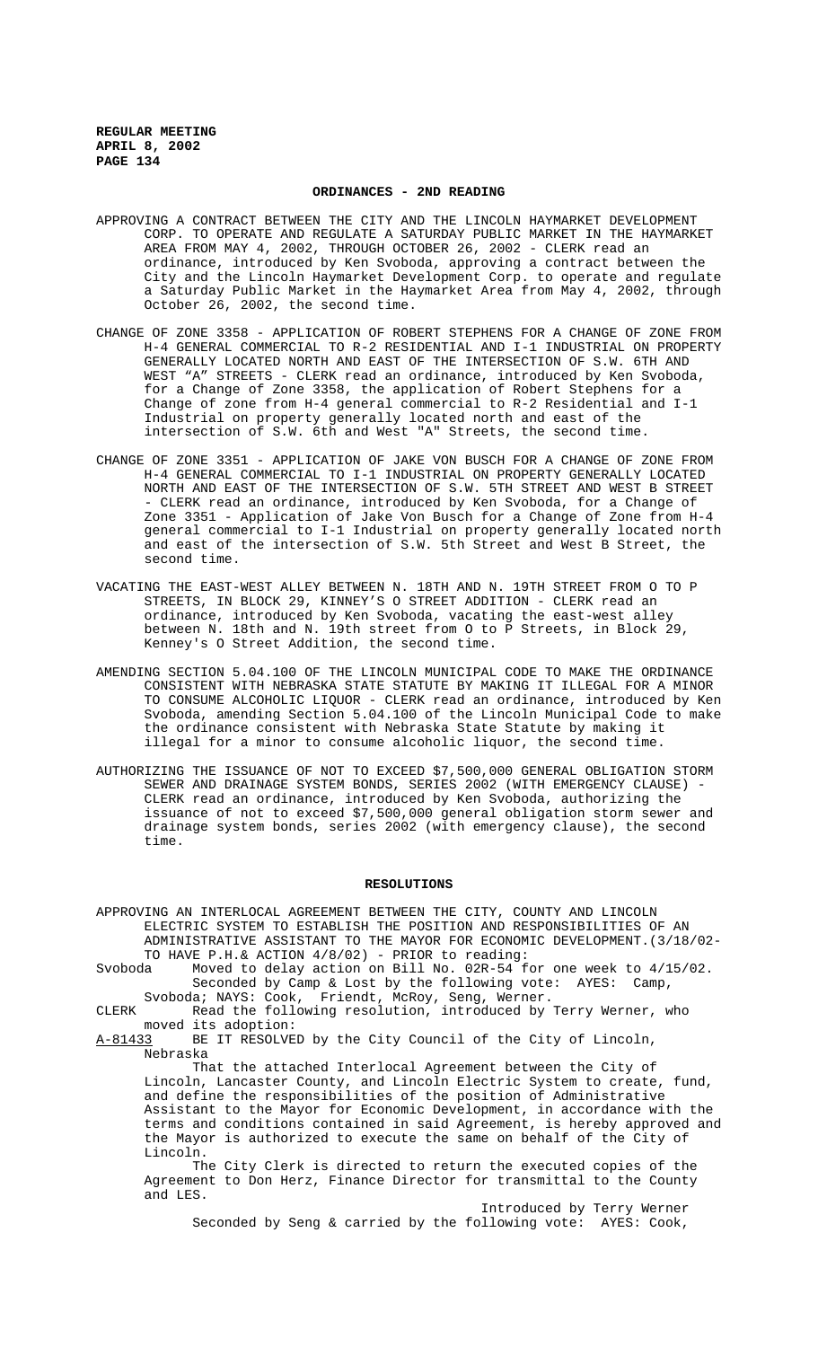## ORDINANCES - 2ND READING

APPROVING A CONTRACT BETWEEN THE CITY AND THE LINCOLN HAYMARKET DEVELOPMENT CORP. TO OPERATE AND REGULATE A SATURDAY PUBLIC MARKET IN THE HAYMARKET AREA FROM MAY 4, 2002, THROUGH OCTOBER 26, 2002 - CLERK read an ordinance, introduced by Ken Svoboda, approving a contract between the City and the Lincoln Haymarket Development Corp. to operate and regulate a Saturday Public Market in the Haymarket Area from May 4, 2002, through October 26, 2002, the second time.

CHANGE OF ZONE 3358 - APPLICATION OF ROBERT STEPHENS FOR A CHANGE OF ZONE FROM H-4 GENERAL COMMERCIAL TO R-2 RESIDENTIAL AND I-1 INDUSTRIAL ON PROPERTY GENERALLY LOCATED NORTH AND EAST OF THE INTERSECTION OF S.W. 6TH AND WEST "A" STREETS - CLERK read an ordinance, introduced by Ken Svoboda, for a Change of Zone 3358, the application of Robert Stephens for a Change of zone from H-4 general commercial to R-2 Residential and I-1 Industrial on property generally located north and east of the intersection of S.W. 6th and West "A" Streets, the second time.

CHANGE OF ZONE 3351 - APPLICATION OF JAKE VON BUSCH FOR A CHANGE OF ZONE FROM H-4 GENERAL COMMERCIAL TO I-1 INDUSTRIAL ON PROPERTY GENERALLY LOCATED NORTH AND EAST OF THE INTERSECTION OF S.W. 5TH STREET AND WEST B STREET - CLERK read an ordinance, introduced by Ken Svoboda, for a Change of Zone 3351 - Application of Jake Von Busch for a Change of Zone from H-4 general commercial to I-1 Industrial on property generally located north and east of the intersection of S.W. 5th Street and West B Street, the second time.

VACATING THE EAST-WEST ALLEY BETWEEN N. 18TH AND N. 19TH STREET FROM O TO P STREETS, IN BLOCK 29, KINNEY'S O STREET ADDITION - CLERK read an ordinance, introduced by Ken Svoboda, vacating the east-west alley between N. 18th and N. 19th street from O to P Streets, in Block 29, Kenney's O Street Addition, the second time.

AMENDING SECTION 5.04.100 OF THE LINCOLN MUNICIPAL CODE TO MAKE THE ORDINANCE CONSISTENT WITH NEBRASKA STATE STATUTE BY MAKING IT ILLEGAL FOR A MINOR TO CONSUME ALCOHOLIC LIQUOR - CLERK read an ordinance, introduced by Ken Svoboda, amending Section 5.04.100 of the Lincoln Municipal Code to make the ordinance consistent with Nebraska State Statute by making it illegal for a minor to consume alcoholic liquor, the second time.

AUTHORIZING THE ISSUANCE OF NOT TO EXCEED $7,500,000 GENERAL OBLIGATION STORM SEWER AND DRAINAGE SYSTEM BONDS, SERIES 2002 (WITH EMERGENCY CLAUSE) - CLERK read an ordinance, introduced by Ken Svoboda, authorizing the issuance of not to exceed $7,500,000 general obligation storm sewer and drainage system bonds, series 2002 (with emergency clause), the second time.

## RESOLUTIONS

APPROVING AN INTERLOCAL AGREEMENT BETWEEN THE CITY, COUNTY AND LINCOLN ELECTRIC SYSTEM TO ESTABLISH THE POSITION AND RESPONSIBILITIES OF AN ADMINISTRATIVE ASSISTANT TO THE MAYOR FOR ECONOMIC DEVELOPMENT.(3/18/02- TO HAVE P.H.& ACTION 4/8/02) - PRIOR to reading:

Svoboda Moved to delay action on Bill No. 02R-54 for one week to 4/15/02. Seconded by Camp & Lost by the following vote: AYES: Camp, Svoboda; NAYS: Cook, Friendt, McRoy, Seng, Werner.

CLERK Read the following resolution, introduced by Terry Werner, who moved its adoption:

A-81433 BE IT RESOLVED by the City Council of the City of Lincoln, Nebraska

That the attached Interlocal Agreement between the City of Lincoln, Lancaster County, and Lincoln Electric System to create, fund, and define the responsibilities of the position of Administrative Assistant to the Mayor for Economic Development, in accordance with the terms and conditions contained in said Agreement, is hereby approved and the Mayor is authorized to execute the same on behalf of the City of Lincoln.

The City Clerk is directed to return the executed copies of the Agreement to Don Herz, Finance Director for transmittal to the County and LES.

Introduced by Terry Werner

Seconded by Seng & carried by the following vote: AYES: Cook,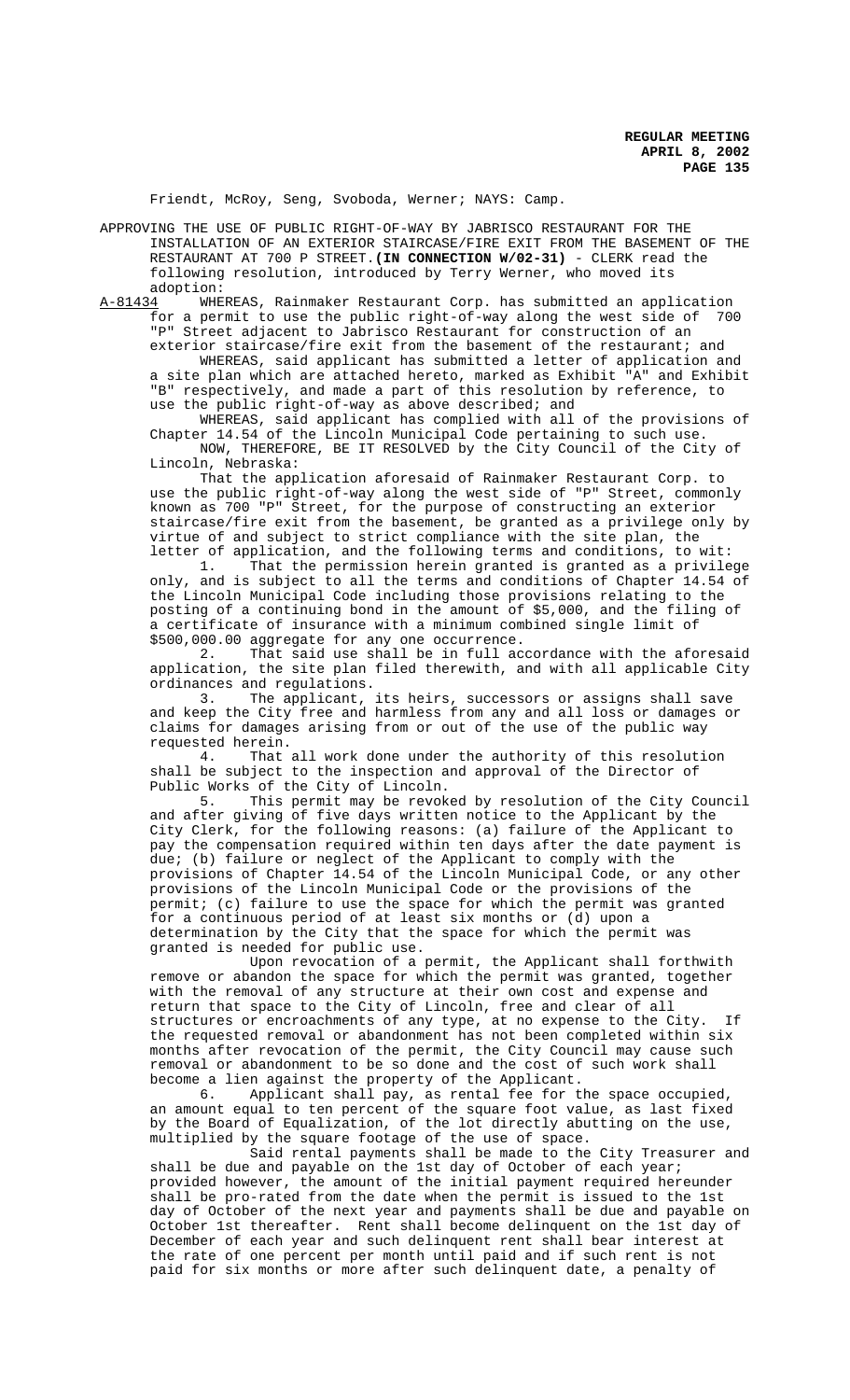Friendt, McRoy, Seng, Svoboda, Werner; NAYS: Camp.

APPROVING THE USE OF PUBLIC RIGHT-OF-WAY BY JABRISCO RESTAURANT FOR THE INSTALLATION OF AN EXTERIOR STAIRCASE/FIRE EXIT FROM THE BASEMENT OF THE RESTAURANT AT 700 P STREET.**(IN CONNECTION W/02-31)** - CLERK read the following resolution, introduced by Terry Werner, who moved its adoption:

A-81434 WHEREAS, Rainmaker Restaurant Corp. has submitted an application for a permit to use the public right-of-way along the west side of 700 "P" Street adjacent to Jabrisco Restaurant for construction of an exterior staircase/fire exit from the basement of the restaurant; and

WHEREAS, said applicant has submitted a letter of application and a site plan which are attached hereto, marked as Exhibit "A" and Exhibit "B" respectively, and made a part of this resolution by reference, to use the public right-of-way as above described; and

WHEREAS, said applicant has complied with all of the provisions of Chapter 14.54 of the Lincoln Municipal Code pertaining to such use.

NOW, THEREFORE, BE IT RESOLVED by the City Council of the City of Lincoln, Nebraska:

That the application aforesaid of Rainmaker Restaurant Corp. to use the public right-of-way along the west side of "P" Street, commonly known as 700 "P" Street, for the purpose of constructing an exterior staircase/fire exit from the basement, be granted as a privilege only by virtue of and subject to strict compliance with the site plan, the letter of application, and the following terms and conditions, to wit:

1. That the permission herein granted is granted as a privilege only, and is subject to all the terms and conditions of Chapter 14.54 of the Lincoln Municipal Code including those provisions relating to the posting of a continuing bond in the amount of $5,000, and the filing of a certificate of insurance with a minimum combined single limit of $500,000.00 aggregate for any one occurrence.

2. That said use shall be in full accordance with the aforesaid application, the site plan filed therewith, and with all applicable City ordinances and regulations.

3. The applicant, its heirs, successors or assigns shall save and keep the City free and harmless from any and all loss or damages or claims for damages arising from or out of the use of the public way requested herein.

4. That all work done under the authority of this resolution shall be subject to the inspection and approval of the Director of Public Works of the City of Lincoln.

5. This permit may be revoked by resolution of the City Council and after giving of five days written notice to the Applicant by the City Clerk, for the following reasons: (a) failure of the Applicant to pay the compensation required within ten days after the date payment is due; (b) failure or neglect of the Applicant to comply with the provisions of Chapter 14.54 of the Lincoln Municipal Code, or any other provisions of the Lincoln Municipal Code or the provisions of the permit; (c) failure to use the space for which the permit was granted for a continuous period of at least six months or (d) upon a determination by the City that the space for which the permit was granted is needed for public use.

Upon revocation of a permit, the Applicant shall forthwith remove or abandon the space for which the permit was granted, together with the removal of any structure at their own cost and expense and return that space to the City of Lincoln, free and clear of all structures or encroachments of any type, at no expense to the City. If the requested removal or abandonment has not been completed within six months after revocation of the permit, the City Council may cause such removal or abandonment to be so done and the cost of such work shall become a lien against the property of the Applicant.

6. Applicant shall pay, as rental fee for the space occupied, an amount equal to ten percent of the square foot value, as last fixed by the Board of Equalization, of the lot directly abutting on the use, multiplied by the square footage of the use of space.

Said rental payments shall be made to the City Treasurer and shall be due and payable on the 1st day of October of each year; provided however, the amount of the initial payment required hereunder shall be pro-rated from the date when the permit is issued to the 1st day of October of the next year and payments shall be due and payable on October 1st thereafter. Rent shall become delinquent on the 1st day of December of each year and such delinquent rent shall bear interest at the rate of one percent per month until paid and if such rent is not paid for six months or more after such delinquent date, a penalty of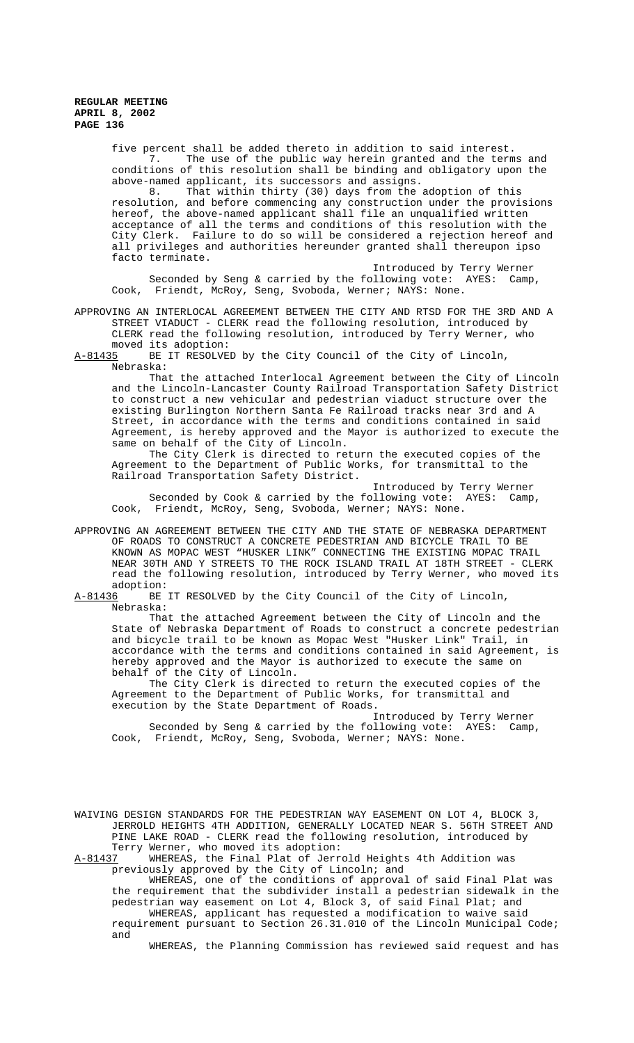five percent shall be added thereto in addition to said interest.

7. The use of the public way herein granted and the terms and conditions of this resolution shall be binding and obligatory upon the above-named applicant, its successors and assigns.

8. That within thirty (30) days from the adoption of this resolution, and before commencing any construction under the provisions hereof, the above-named applicant shall file an unqualified written acceptance of all the terms and conditions of this resolution with the City Clerk. Failure to do so will be considered a rejection hereof and all privileges and authorities hereunder granted shall thereupon ipso facto terminate.

Introduced by Terry Werner

Seconded by Seng & carried by the following vote: AYES: Camp, Cook, Friendt, McRoy, Seng, Svoboda, Werner; NAYS: None.

APPROVING AN INTERLOCAL AGREEMENT BETWEEN THE CITY AND RTSD FOR THE 3RD AND A STREET VIADUCT - CLERK read the following resolution, introduced by CLERK read the following resolution, introduced by Terry Werner, who moved its adoption:

A-81435 BE IT RESOLVED by the City Council of the City of Lincoln, Nebraska:

That the attached Interlocal Agreement between the City of Lincoln and the Lincoln-Lancaster County Railroad Transportation Safety District to construct a new vehicular and pedestrian viaduct structure over the existing Burlington Northern Santa Fe Railroad tracks near 3rd and A Street, in accordance with the terms and conditions contained in said Agreement, is hereby approved and the Mayor is authorized to execute the same on behalf of the City of Lincoln.

The City Clerk is directed to return the executed copies of the Agreement to the Department of Public Works, for transmittal to the Railroad Transportation Safety District.

Introduced by Terry Werner

Seconded by Cook & carried by the following vote: AYES: Camp, Cook, Friendt, McRoy, Seng, Svoboda, Werner; NAYS: None.

APPROVING AN AGREEMENT BETWEEN THE CITY AND THE STATE OF NEBRASKA DEPARTMENT OF ROADS TO CONSTRUCT A CONCRETE PEDESTRIAN AND BICYCLE TRAIL TO BE KNOWN AS MOPAC WEST "HUSKER LINK" CONNECTING THE EXISTING MOPAC TRAIL NEAR 30TH AND Y STREETS TO THE ROCK ISLAND TRAIL AT 18TH STREET - CLERK read the following resolution, introduced by Terry Werner, who moved its adoption:

A-81436 BE IT RESOLVED by the City Council of the City of Lincoln, Nebraska:

That the attached Agreement between the City of Lincoln and the State of Nebraska Department of Roads to construct a concrete pedestrian and bicycle trail to be known as Mopac West "Husker Link" Trail, in accordance with the terms and conditions contained in said Agreement, is hereby approved and the Mayor is authorized to execute the same on behalf of the City of Lincoln.

The City Clerk is directed to return the executed copies of the Agreement to the Department of Public Works, for transmittal and execution by the State Department of Roads.

Introduced by Terry Werner

Seconded by Seng & carried by the following vote: AYES: Camp, Cook, Friendt, McRoy, Seng, Svoboda, Werner; NAYS: None.

WAIVING DESIGN STANDARDS FOR THE PEDESTRIAN WAY EASEMENT ON LOT 4, BLOCK 3, JERROLD HEIGHTS 4TH ADDITION, GENERALLY LOCATED NEAR S. 56TH STREET AND PINE LAKE ROAD - CLERK read the following resolution, introduced by Terry Werner, who moved its adoption:

A-81437 WHEREAS, the Final Plat of Jerrold Heights 4th Addition was previously approved by the City of Lincoln; and

WHEREAS, one of the conditions of approval of said Final Plat was the requirement that the subdivider install a pedestrian sidewalk in the pedestrian way easement on Lot 4, Block 3, of said Final Plat; and

WHEREAS, applicant has requested a modification to waive said requirement pursuant to Section 26.31.010 of the Lincoln Municipal Code; and

WHEREAS, the Planning Commission has reviewed said request and has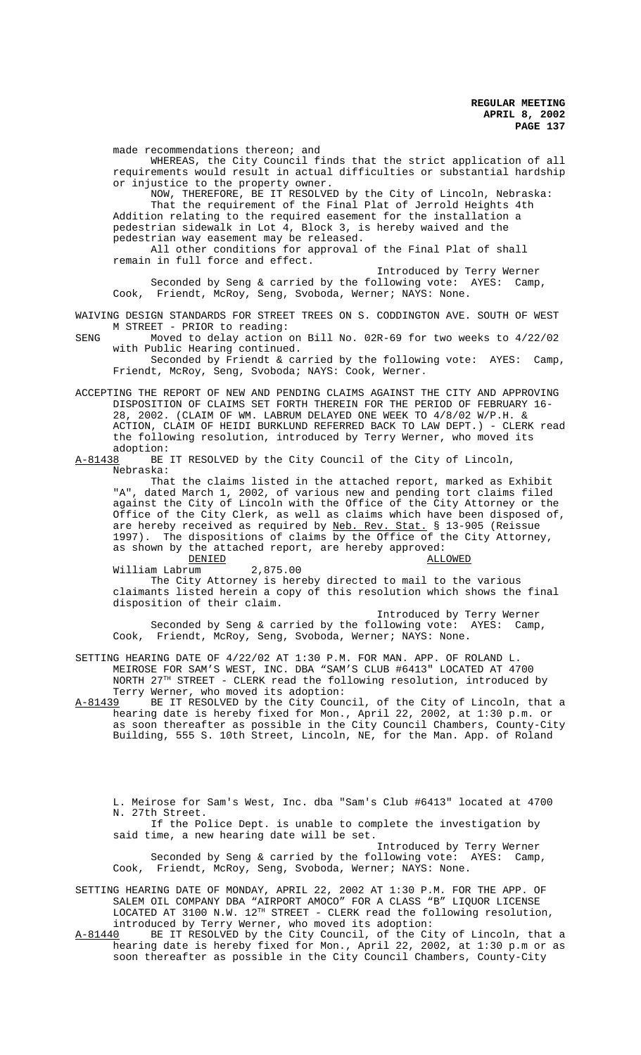made recommendations thereon; and

WHEREAS, the City Council finds that the strict application of all requirements would result in actual difficulties or substantial hardship or injustice to the property owner.

NOW, THEREFORE, BE IT RESOLVED by the City of Lincoln, Nebraska:

That the requirement of the Final Plat of Jerrold Heights 4th Addition relating to the required easement for the installation a pedestrian sidewalk in Lot 4, Block 3, is hereby waived and the pedestrian way easement may be released.

All other conditions for approval of the Final Plat of shall remain in full force and effect.

Introduced by Terry Werner

Seconded by Seng & carried by the following vote: AYES: Camp, Cook, Friendt, McRoy, Seng, Svoboda, Werner; NAYS: None.

WAIVING DESIGN STANDARDS FOR STREET TREES ON S. CODDINGTON AVE. SOUTH OF WEST M STREET - PRIOR to reading:

SENG Moved to delay action on Bill No. 02R-69 for two weeks to 4/22/02 with Public Hearing continued.

Seconded by Friendt & carried by the following vote: AYES: Camp, Friendt, McRoy, Seng, Svoboda; NAYS: Cook, Werner.

ACCEPTING THE REPORT OF NEW AND PENDING CLAIMS AGAINST THE CITY AND APPROVING DISPOSITION OF CLAIMS SET FORTH THEREIN FOR THE PERIOD OF FEBRUARY 16-28, 2002. (CLAIM OF WM. LABRUM DELAYED ONE WEEK TO 4/8/02 W/P.H. & ACTION, CLAIM OF HEIDI BURKLUND REFERRED BACK TO LAW DEPT.) - CLERK read the following resolution, introduced by Terry Werner, who moved its adoption:

A-81438 BE IT RESOLVED by the City Council of the City of Lincoln, Nebraska:

That the claims listed in the attached report, marked as Exhibit "A", dated March 1, 2002, of various new and pending tort claims filed against the City of Lincoln with the Office of the City Attorney or the Office of the City Clerk, as well as claims which have been disposed of, are hereby received as required by Neb. Rev. Stat. § 13-905 (Reissue 1997). The dispositions of claims by the Office of the City Attorney, as shown by the attached report, are hereby approved:

| DENIED | | ALLOWED |
|---|---|---|
| William Labrum | 2,875.00 | |

The City Attorney is hereby directed to mail to the various claimants listed herein a copy of this resolution which shows the final disposition of their claim.

Introduced by Terry Werner

Seconded by Seng & carried by the following vote: AYES: Camp, Cook, Friendt, McRoy, Seng, Svoboda, Werner; NAYS: None.

SETTING HEARING DATE OF 4/22/02 AT 1:30 P.M. FOR MAN. APP. OF ROLAND L. MEIROSE FOR SAM'S WEST, INC. DBA "SAM'S CLUB #6413" LOCATED AT 4700 NORTH 27TH STREET - CLERK read the following resolution, introduced by Terry Werner, who moved its adoption:

A-81439 BE IT RESOLVED by the City Council, of the City of Lincoln, that a hearing date is hereby fixed for Mon., April 22, 2002, at 1:30 p.m. or as soon thereafter as possible in the City Council Chambers, County-City Building, 555 S. 10th Street, Lincoln, NE, for the Man. App. of Roland L. Meirose for Sam's West, Inc. dba "Sam's Club #6413" located at 4700 N. 27th Street.

If the Police Dept. is unable to complete the investigation by said time, a new hearing date will be set.

Introduced by Terry Werner

Seconded by Seng & carried by the following vote: AYES: Camp, Cook, Friendt, McRoy, Seng, Svoboda, Werner; NAYS: None.

SETTING HEARING DATE OF MONDAY, APRIL 22, 2002 AT 1:30 P.M. FOR THE APP. OF SALEM OIL COMPANY DBA "AIRPORT AMOCO" FOR A CLASS "B" LIQUOR LICENSE LOCATED AT 3100 N.W. 12TH STREET - CLERK read the following resolution, introduced by Terry Werner, who moved its adoption:

A-81440 BE IT RESOLVED by the City Council, of the City of Lincoln, that a hearing date is hereby fixed for Mon., April 22, 2002, at 1:30 p.m or as soon thereafter as possible in the City Council Chambers, County-City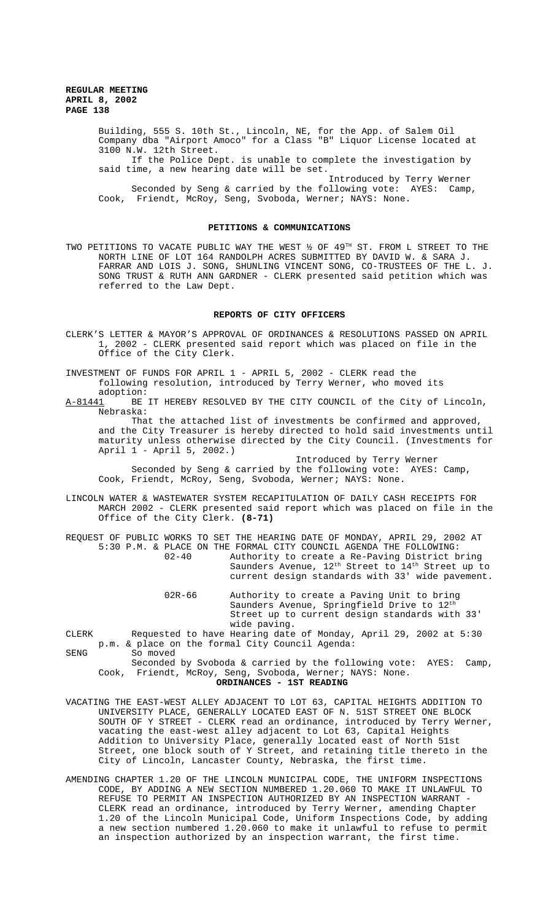Building, 555 S. 10th St., Lincoln, NE, for the App. of Salem Oil Company dba "Airport Amoco" for a Class "B" Liquor License located at 3100 N.W. 12th Street.

If the Police Dept. is unable to complete the investigation by said time, a new hearing date will be set.

Introduced by Terry Werner

Seconded by Seng & carried by the following vote: AYES: Camp, Cook, Friendt, McRoy, Seng, Svoboda, Werner; NAYS: None.

## PETITIONS & COMMUNICATIONS

TWO PETITIONS TO VACATE PUBLIC WAY THE WEST ½ OF 49TH ST. FROM L STREET TO THE NORTH LINE OF LOT 164 RANDOLPH ACRES SUBMITTED BY DAVID W. & SARA J. FARRAR AND LOIS J. SONG, SHUNLING VINCENT SONG, CO-TRUSTEES OF THE L. J. SONG TRUST & RUTH ANN GARDNER - CLERK presented said petition which was referred to the Law Dept.

## REPORTS OF CITY OFFICERS

CLERK'S LETTER & MAYOR'S APPROVAL OF ORDINANCES & RESOLUTIONS PASSED ON APRIL 1, 2002 - CLERK presented said report which was placed on file in the Office of the City Clerk.

INVESTMENT OF FUNDS FOR APRIL 1 - APRIL 5, 2002 - CLERK read the following resolution, introduced by Terry Werner, who moved its adoption:

A-81441 BE IT HEREBY RESOLVED BY THE CITY COUNCIL of the City of Lincoln, Nebraska:

That the attached list of investments be confirmed and approved, and the City Treasurer is hereby directed to hold said investments until maturity unless otherwise directed by the City Council. (Investments for April 1 - April 5, 2002.)

Introduced by Terry Werner

Seconded by Seng & carried by the following vote: AYES: Camp, Cook, Friendt, McRoy, Seng, Svoboda, Werner; NAYS: None.

LINCOLN WATER & WASTEWATER SYSTEM RECAPITULATION OF DAILY CASH RECEIPTS FOR MARCH 2002 - CLERK presented said report which was placed on file in the Office of the City Clerk. **(8-71)**

REQUEST OF PUBLIC WORKS TO SET THE HEARING DATE OF MONDAY, APRIL 29, 2002 AT 5:30 P.M. & PLACE ON THE FORMAL CITY COUNCIL AGENDA THE FOLLOWING:

02-40 Authority to create a Re-Paving District bring Saunders Avenue, 12th Street to 14th Street up to current design standards with 33' wide pavement.

02R-66 Authority to create a Paving Unit to bring Saunders Avenue, Springfield Drive to 12th Street up to current design standards with 33' wide paving.

CLERK Requested to have Hearing date of Monday, April 29, 2002 at 5:30 p.m. & place on the formal City Council Agenda:

SENG So moved

Seconded by Svoboda & carried by the following vote: AYES: Camp, Cook, Friendt, McRoy, Seng, Svoboda, Werner; NAYS: None.

## ORDINANCES - 1ST READING

VACATING THE EAST-WEST ALLEY ADJACENT TO LOT 63, CAPITAL HEIGHTS ADDITION TO UNIVERSITY PLACE, GENERALLY LOCATED EAST OF N. 51ST STREET ONE BLOCK SOUTH OF Y STREET - CLERK read an ordinance, introduced by Terry Werner, vacating the east-west alley adjacent to Lot 63, Capital Heights Addition to University Place, generally located east of North 51st Street, one block south of Y Street, and retaining title thereto in the City of Lincoln, Lancaster County, Nebraska, the first time.

AMENDING CHAPTER 1.20 OF THE LINCOLN MUNICIPAL CODE, THE UNIFORM INSPECTIONS CODE, BY ADDING A NEW SECTION NUMBERED 1.20.060 TO MAKE IT UNLAWFUL TO REFUSE TO PERMIT AN INSPECTION AUTHORIZED BY AN INSPECTION WARRANT - CLERK read an ordinance, introduced by Terry Werner, amending Chapter 1.20 of the Lincoln Municipal Code, Uniform Inspections Code, by adding a new section numbered 1.20.060 to make it unlawful to refuse to permit an inspection authorized by an inspection warrant, the first time.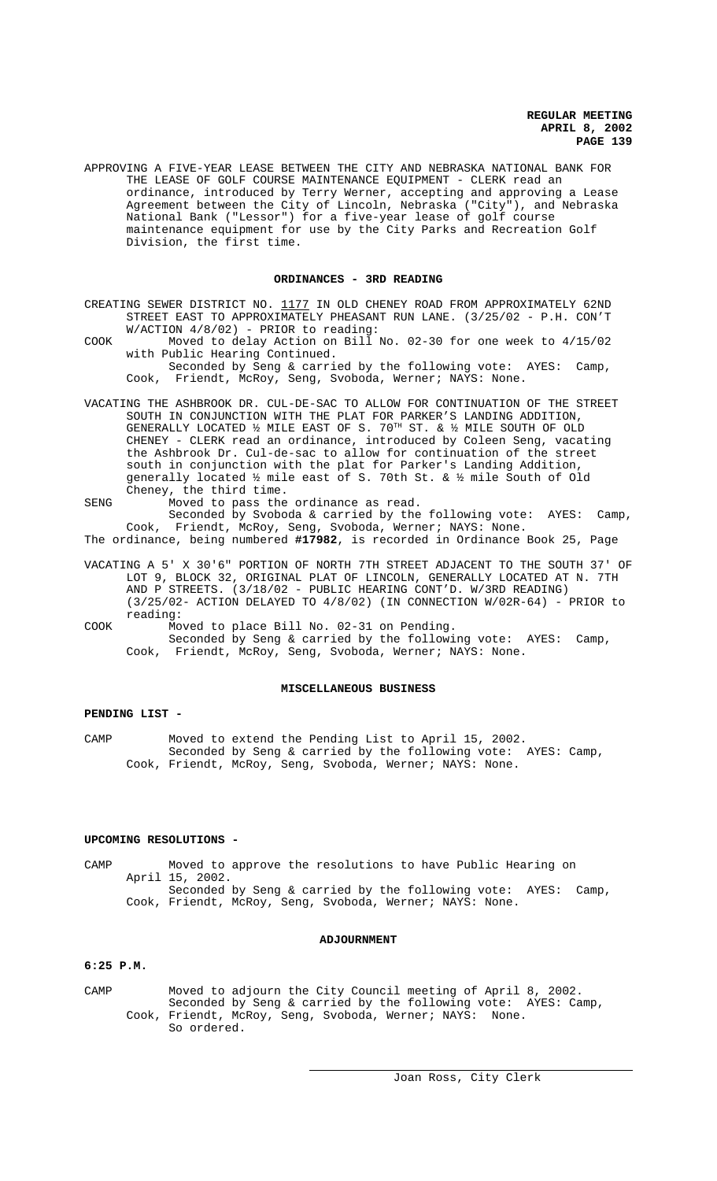APPROVING A FIVE-YEAR LEASE BETWEEN THE CITY AND NEBRASKA NATIONAL BANK FOR THE LEASE OF GOLF COURSE MAINTENANCE EQUIPMENT - CLERK read an ordinance, introduced by Terry Werner, accepting and approving a Lease Agreement between the City of Lincoln, Nebraska ("City"), and Nebraska National Bank ("Lessor") for a five-year lease of golf course maintenance equipment for use by the City Parks and Recreation Golf Division, the first time.

## ORDINANCES - 3RD READING

CREATING SEWER DISTRICT NO. 1177 IN OLD CHENEY ROAD FROM APPROXIMATELY 62ND STREET EAST TO APPROXIMATELY PHEASANT RUN LANE. (3/25/02 - P.H. CON'T W/ACTION 4/8/02) - PRIOR to reading:

COOK Moved to delay Action on Bill No. 02-30 for one week to 4/15/02 with Public Hearing Continued.
Seconded by Seng & carried by the following vote: AYES: Camp, Cook, Friendt, McRoy, Seng, Svoboda, Werner; NAYS: None.

VACATING THE ASHBROOK DR. CUL-DE-SAC TO ALLOW FOR CONTINUATION OF THE STREET SOUTH IN CONJUNCTION WITH THE PLAT FOR PARKER'S LANDING ADDITION, GENERALLY LOCATED ½ MILE EAST OF S. 70TH ST. & ½ MILE SOUTH OF OLD CHENEY - CLERK read an ordinance, introduced by Coleen Seng, vacating the Ashbrook Dr. Cul-de-sac to allow for continuation of the street south in conjunction with the plat for Parker's Landing Addition, generally located ½ mile east of S. 70th St. & ½ mile South of Old Cheney, the third time.

SENG Moved to pass the ordinance as read.
Seconded by Svoboda & carried by the following vote: AYES: Camp, Cook, Friendt, McRoy, Seng, Svoboda, Werner; NAYS: None.

The ordinance, being numbered **#17982**, is recorded in Ordinance Book 25, Page

VACATING A 5' X 30'6" PORTION OF NORTH 7TH STREET ADJACENT TO THE SOUTH 37' OF LOT 9, BLOCK 32, ORIGINAL PLAT OF LINCOLN, GENERALLY LOCATED AT N. 7TH AND P STREETS. (3/18/02 - PUBLIC HEARING CONT'D. W/3RD READING) (3/25/02- ACTION DELAYED TO 4/8/02) (IN CONNECTION W/02R-64) - PRIOR to reading:

COOK Moved to place Bill No. 02-31 on Pending.
Seconded by Seng & carried by the following vote: AYES: Camp, Cook, Friendt, McRoy, Seng, Svoboda, Werner; NAYS: None.

## MISCELLANEOUS BUSINESS

**PENDING LIST -**

CAMP Moved to extend the Pending List to April 15, 2002.
Seconded by Seng & carried by the following vote: AYES: Camp, Cook, Friendt, McRoy, Seng, Svoboda, Werner; NAYS: None.

**UPCOMING RESOLUTIONS -**

CAMP Moved to approve the resolutions to have Public Hearing on April 15, 2002.
Seconded by Seng & carried by the following vote: AYES: Camp, Cook, Friendt, McRoy, Seng, Svoboda, Werner; NAYS: None.

## ADJOURNMENT

**6:25 P.M.**

CAMP Moved to adjourn the City Council meeting of April 8, 2002.
Seconded by Seng & carried by the following vote: AYES: Camp, Cook, Friendt, McRoy, Seng, Svoboda, Werner; NAYS: None.
So ordered.

Joan Ross, City Clerk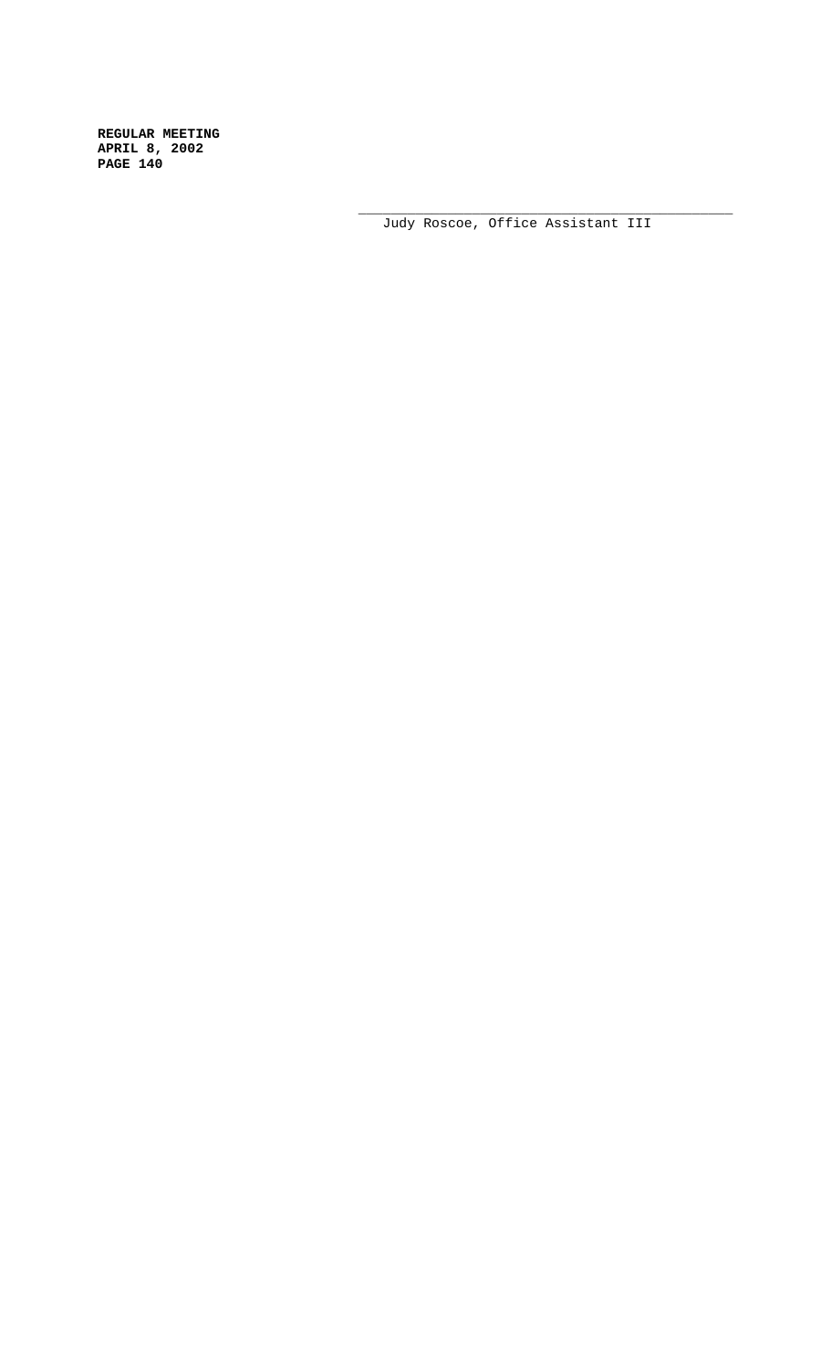\_\_\_\_\_\_\_\_\_\_\_\_\_\_\_\_\_\_\_\_\_\_\_\_\_\_\_\_\_\_\_\_\_\_\_\_\_\_\_\_\_\_\_\_\_\_\_

Judy Roscoe, Office Assistant III